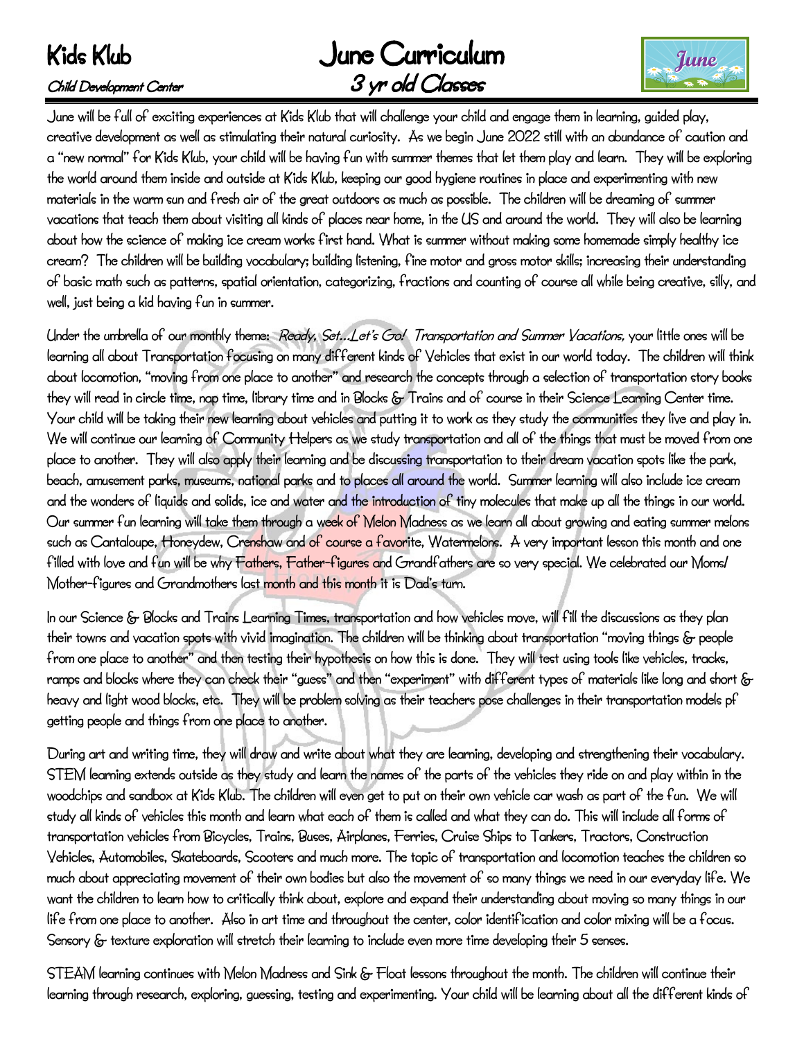**Kids Klub**
*Child Development Center*

# June Curriculum
## *3 yr old Classes*

June will be full of exciting experiences at Kids Klub that will challenge your child and engage them in learning, guided play, creative development as well as stimulating their natural curiosity. As we begin June 2022 still with an abundance of caution and a "new normal" for Kids Klub, your child will be having fun with summer themes that let them play and learn. They will be exploring the world around them inside and outside at Kids Klub, keeping our good hygiene routines in place and experimenting with new materials in the warm sun and fresh air of the great outdoors as much as possible. The children will be dreaming of summer vacations that teach them about visiting all kinds of places near home, in the US and around the world. They will also be learning about how the science of making ice cream works first hand. What is summer without making some homemade simply healthy ice cream? The children will be building vocabulary; building listening, fine motor and gross motor skills; increasing their understanding of basic math such as patterns, spatial orientation, categorizing, fractions and counting of course all while being creative, silly, and well, just being a kid having fun in summer.

Under the umbrella of our monthly theme: *Ready, Set…Let's Go! Transportation and Summer Vacations,* your little ones will be learning all about Transportation focusing on many different kinds of Vehicles that exist in our world today. The children will think about locomotion, "moving from one place to another" and research the concepts through a selection of transportation story books they will read in circle time, nap time, library time and in Blocks & Trains and of course in their Science Learning Center time. Your child will be taking their new learning about vehicles and putting it to work as they study the communities they live and play in. We will continue our learning of Community Helpers as we study transportation and all of the things that must be moved from one place to another. They will also apply their learning and be discussing transportation to their dream vacation spots like the park, beach, amusement parks, museums, national parks and to places all around the world. Summer learning will also include ice cream and the wonders of liquids and solids, ice and water and the introduction of tiny molecules that make up all the things in our world. Our summer fun learning will take them through a week of Melon Madness as we learn all about growing and eating summer melons such as Cantaloupe, Honeydew, Crenshaw and of course a favorite, Watermelons. A very important lesson this month and one filled with love and fun will be why Fathers, Father-figures and Grandfathers are so very special. We celebrated our Moms/ Mother-figures and Grandmothers last month and this month it is Dad's turn.

In our Science & Blocks and Trains Learning Times, transportation and how vehicles move, will fill the discussions as they plan their towns and vacation spots with vivid imagination. The children will be thinking about transportation "moving things & people from one place to another" and then testing their hypothesis on how this is done. They will test using tools like vehicles, tracks, ramps and blocks where they can check their "guess" and then "experiment" with different types of materials like long and short & heavy and light wood blocks, etc. They will be problem solving as their teachers pose challenges in their transportation models pf getting people and things from one place to another.

During art and writing time, they will draw and write about what they are learning, developing and strengthening their vocabulary. STEM learning extends outside as they study and learn the names of the parts of the vehicles they ride on and play within in the woodchips and sandbox at Kids Klub. The children will even get to put on their own vehicle car wash as part of the fun. We will study all kinds of vehicles this month and learn what each of them is called and what they can do. This will include all forms of transportation vehicles from Bicycles, Trains, Buses, Airplanes, Ferries, Cruise Ships to Tankers, Tractors, Construction Vehicles, Automobiles, Skateboards, Scooters and much more. The topic of transportation and locomotion teaches the children so much about appreciating movement of their own bodies but also the movement of so many things we need in our everyday life. We want the children to learn how to critically think about, explore and expand their understanding about moving so many things in our life from one place to another. Also in art time and throughout the center, color identification and color mixing will be a focus. Sensory & texture exploration will stretch their learning to include even more time developing their 5 senses.

STEAM learning continues with Melon Madness and Sink & Float lessons throughout the month. The children will continue their learning through research, exploring, guessing, testing and experimenting. Your child will be learning about all the different kinds of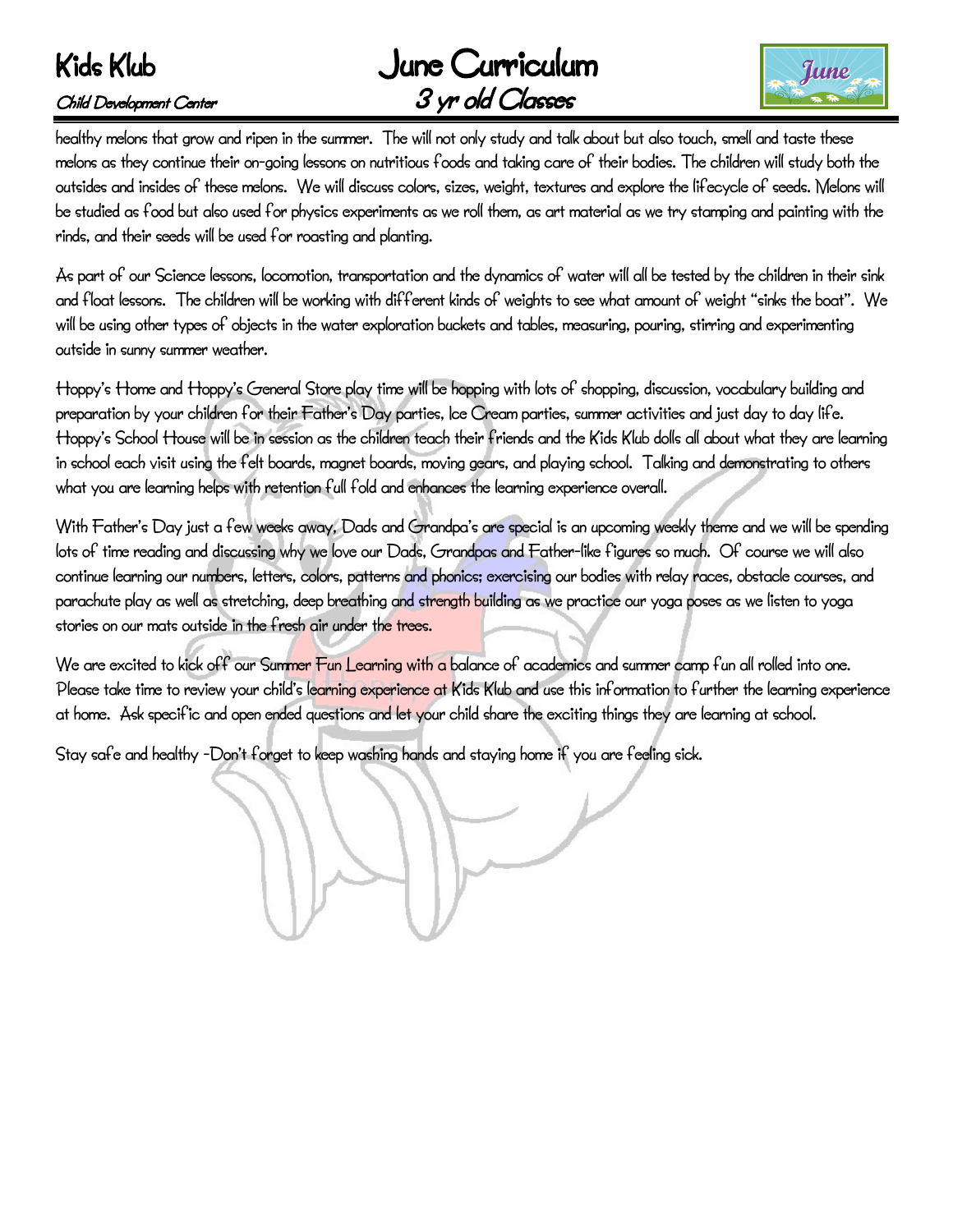healthy melons that grow and ripen in the summer. The will not only study and talk about but also touch, smell and taste these melons as they continue their on-going lessons on nutritious foods and taking care of their bodies. The children will study both the outsides and insides of these melons. We will discuss colors, sizes, weight, textures and explore the lifecycle of seeds. Melons will be studied as food but also used for physics experiments as we roll them, as art material as we try stamping and painting with the rinds, and their seeds will be used for roasting and planting.

As part of our Science lessons, locomotion, transportation and the dynamics of water will all be tested by the children in their sink and float lessons. The children will be working with different kinds of weights to see what amount of weight "sinks the boat". We will be using other types of objects in the water exploration buckets and tables, measuring, pouring, stirring and experimenting outside in sunny summer weather.

Hoppy's Home and Hoppy's General Store play time will be hopping with lots of shopping, discussion, vocabulary building and preparation by your children for their Father's Day parties, Ice Cream parties, summer activities and just day to day life. Hoppy's School House will be in session as the children teach their friends and the Kids Klub dolls all about what they are learning in school each visit using the felt boards, magnet boards, moving gears, and playing school. Talking and demonstrating to others what you are learning helps with retention full fold and enhances the learning experience overall.

With Father's Day just a few weeks away, Dads and Grandpa's are special is an upcoming weekly theme and we will be spending lots of time reading and discussing why we love our Dads, Grandpas and Father-like figures so much. Of course we will also continue learning our numbers, letters, colors, patterns and phonics; exercising our bodies with relay races, obstacle courses, and parachute play as well as stretching, deep breathing and strength building as we practice our yoga poses as we listen to yoga stories on our mats outside in the fresh air under the trees.

We are excited to kick off our Summer Fun Learning with a balance of academics and summer camp fun all rolled into one. Please take time to review your child's learning experience at Kids Klub and use this information to further the learning experience at home. Ask specific and open ended questions and let your child share the exciting things they are learning at school.

Stay safe and healthy -Don't forget to keep washing hands and staying home if you are feeling sick.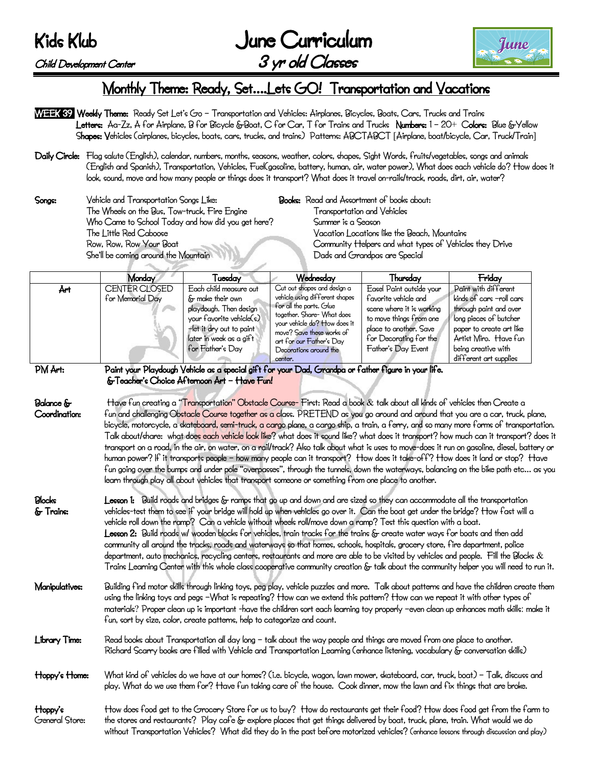# Kids Klub

*Child Development Center*

# June Curriculum

## *3 yr old Classes*

## Monthly Theme: Ready, Set....Lets GO! Transportation and Vacations

**WEEK 39** **Weekly Theme:** Ready Set Let's Go – Transportation and Vehicles: Airplanes, Bicycles, Boats, Cars, Trucks and Trains
**Letters:** Aa-Zz, A for Airplane, B for Bicycle &Boat, C for Car, T for Trains and Trucks **Numbers:** 1 – 20+ **Colors:** Blue &Yellow
**Shapes:** Vehicles (airplanes, bicycles, boats, cars, trucks, and trains) Patterns: ABCTABCT [Airplane, boat/bicycle, Car, Truck/Train]

**Daily Circle:** Flag salute (English), calendar, numbers, months, seasons, weather, colors, shapes, Sight Words, fruits/vegetables, songs and animals (English and Spanish), Transportation, Vehicles, Fuel(gasoline, battery, human, air, water power), What does each vehicle do? How does it look, sound, move and how many people or things does it transport? What does it travel on-rails/track, roads, dirt, air, water?

**Songs:** Vehicle and Transportation Songs Like:
The Wheels on the Bus, Tow-truck, Fire Engine
Who Came to School Today and how did you get here?
The Little Red Caboose
Row, Row, Row Your Boat
She'll be coming around the Mountain

**Books:** Read and Assortment of books about:
Transportation and Vehicles
Summer is a Season
Vacation Locations like the Beach, Mountains
Community Helpers and what types of Vehicles they Drive
Dads and Grandpas are Special

| | Monday | Tuesday | Wednesday | Thursday | Friday |
|---|---|---|---|---|---|
| **Art** | CENTER CLOSED for Memorial Day | Each child measure out & make their own playdough. Then design your favorite vehicle(s) –let it dry out to paint later in week as a gift for Father's Day | Cut out shapes and design a vehicle using different shapes for all the parts. Glue together. Share- What does your vehicle do? How does it move? Save these works of art for our Father's Day Decorations around the center. | Easel Paint outside your favorite vehicle and scene where it is working to move things from one place to another. Save for Decorating for the Father's Day Event | Paint with different kinds of cars –roll cars through paint and over long pieces of butcher paper to create art like Artist Miro. Have fun being creative with different art supplies |

**PM Art:** **Paint your Playdough Vehicle as a special gift for your Dad, Grandpa or father figure in your life. &Teacher's Choice Afternoon Art – Have Fun!**

**Balance & Coordination:** Have fun creating a "Transportation" Obstacle Course- First: Read a book & talk about all kinds of vehicles then Create a fun and challenging Obstacle Course together as a class. PRETEND as you go around and around that you are a car, truck, plane, bicycle, motorcycle, a skateboard, semi-truck, a cargo plane, a cargo ship, a train, a ferry, and so many more forms of transportation. Talk about/share: what does each vehicle look like? what does it sound like? what does it transport? how much can it transport? does it transport on a road, in the air, on water, on a rail/track? Also talk about what is uses to move-does it run on gasoline, diesel, battery or human power? If it transports people – how many people can it transport? How does it take-off? How does it land or stop? Have fun going over the bumps and under pole "overpasses", through the tunnels, down the waterways, balancing on the bike path etc... as you learn through play all about vehicles that transport someone or something from one place to another.

**Blocks & Trains:** **Lesson 1:** Build roads and bridges & ramps that go up and down and are sized so they can accommodate all the transportation vehicles-test them to see if your bridge will hold up when vehicles go over it. Can the boat get under the bridge? How fast will a vehicle roll down the ramp? Can a vehicle without wheels roll/move down a ramp? Test this question with a boat.
**Lesson 2:** Build roads w/ wooden blocks for vehicles, train tracks for the trains & create water ways for boats and then add community all around the tracks, roads and waterways so that homes, schools, hospitals, grocery store, fire department, police department, auto mechanics, recycling centers, restaurants and more are able to be visited by vehicles and people. Fill the Blocks & Trains Learning Center with this whole class cooperative community creation & talk about the community helper you will need to run it.

**Manipulatives:** Building find motor skills through linking toys, peg play, vehicle puzzles and more. Talk about patterns and have the children create them using the linking toys and pegs –What is repeating? How can we extend this pattern? How can we repeat it with other types of materials? Proper clean up is important -have the children sort each learning toy properly –even clean up enhances math skills: make it fun, sort by size, color, create patterns, help to categorize and count.

**Library Time:** Read books about Transportation all day long – talk about the way people and things are moved from one place to another. Richard Scarry books are filled with Vehicle and Transportation Learning (enhance listening, vocabulary & conversation skills)

**Hoppy's Home:** What kind of vehicles do we have at our homes? (i.e. bicycle, wagon, lawn mower, skateboard, car, truck, boat) – Talk, discuss and play. What do we use them for? Have fun taking care of the house. Cook dinner, mow the lawn and fix things that are broke.

**Hoppy's General Store:** How does food get to the Grocery Store for us to buy? How do restaurants get their food? How does food get from the farm to the stores and restaurants? Play cafe & explore places that get things delivered by boat, truck, plane, train. What would we do without Transportation Vehicles? What did they do in the past before motorized vehicles? (enhance lessons through discussion and play)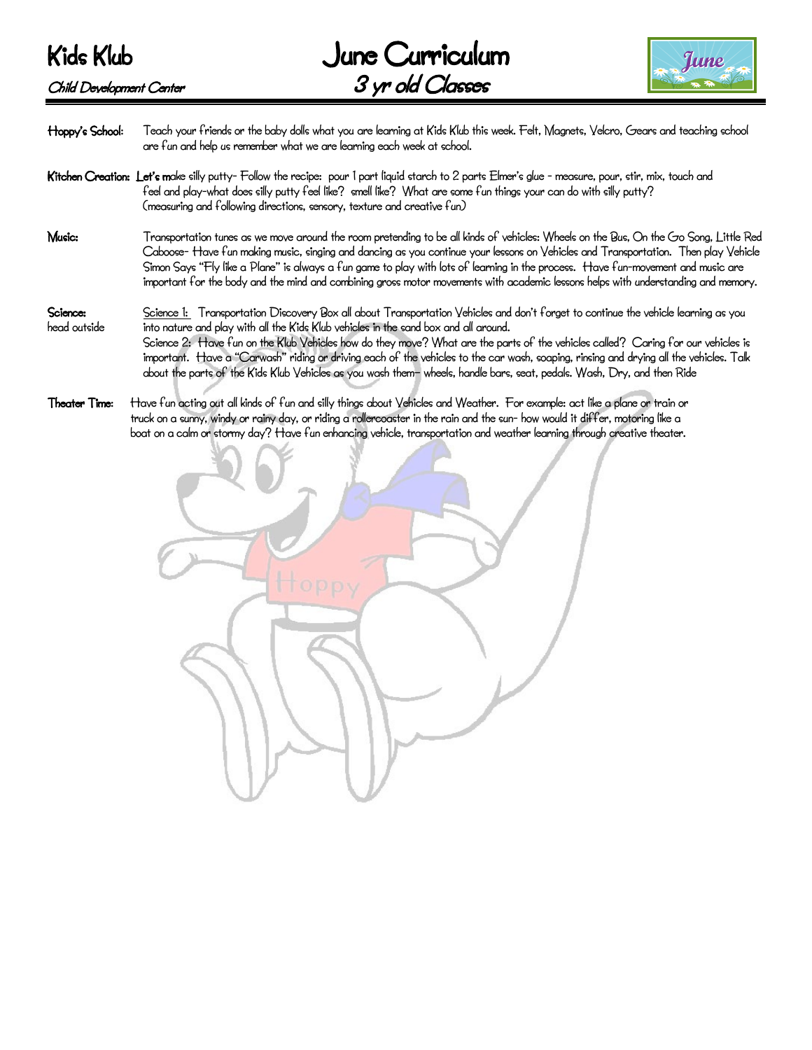# Kids Klub

*Child Development Center*

# June Curriculum

## *3 yr old Classes*

**Hoppy's School:** Teach your friends or the baby dolls what you are learning at Kids Klub this week. Felt, Magnets, Velcro, Gears and teaching school are fun and help us remember what we are learning each week at school.

**Kitchen Creation: Let's m**ake silly putty- Follow the recipe: pour 1 part liquid starch to 2 parts Elmer's glue - measure, pour, stir, mix, touch and feel and play-what does silly putty feel like? smell like? What are some fun things your can do with silly putty? (measuring and following directions, sensory, texture and creative fun)

**Music:** Transportation tunes as we move around the room pretending to be all kinds of vehicles: Wheels on the Bus, On the Go Song, Little Red Caboose- Have fun making music, singing and dancing as you continue your lessons on Vehicles and Transportation. Then play Vehicle Simon Says "Fly like a Plane" is always a fun game to play with lots of learning in the process. Have fun-movement and music are important for the body and the mind and combining gross motor movements with academic lessons helps with understanding and memory.

**Science:** head outside

Science 1: Transportation Discovery Box all about Transportation Vehicles and don't forget to continue the vehicle learning as you into nature and play with all the Kids Klub vehicles in the sand box and all around.

Science 2: Have fun on the Klub Vehicles how do they move? What are the parts of the vehicles called? Caring for our vehicles is important. Have a "Carwash" riding or driving each of the vehicles to the car wash, soaping, rinsing and drying all the vehicles. Talk about the parts of the Kids Klub Vehicles as you wash them– wheels, handle bars, seat, pedals. Wash, Dry, and then Ride

**Theater Time:** Have fun acting out all kinds of fun and silly things about Vehicles and Weather. For example: act like a plane or train or truck on a sunny, windy or rainy day, or riding a rollercoaster in the rain and the sun- how would it differ, motoring like a boat on a calm or stormy day? Have fun enhancing vehicle, transportation and weather learning through creative theater.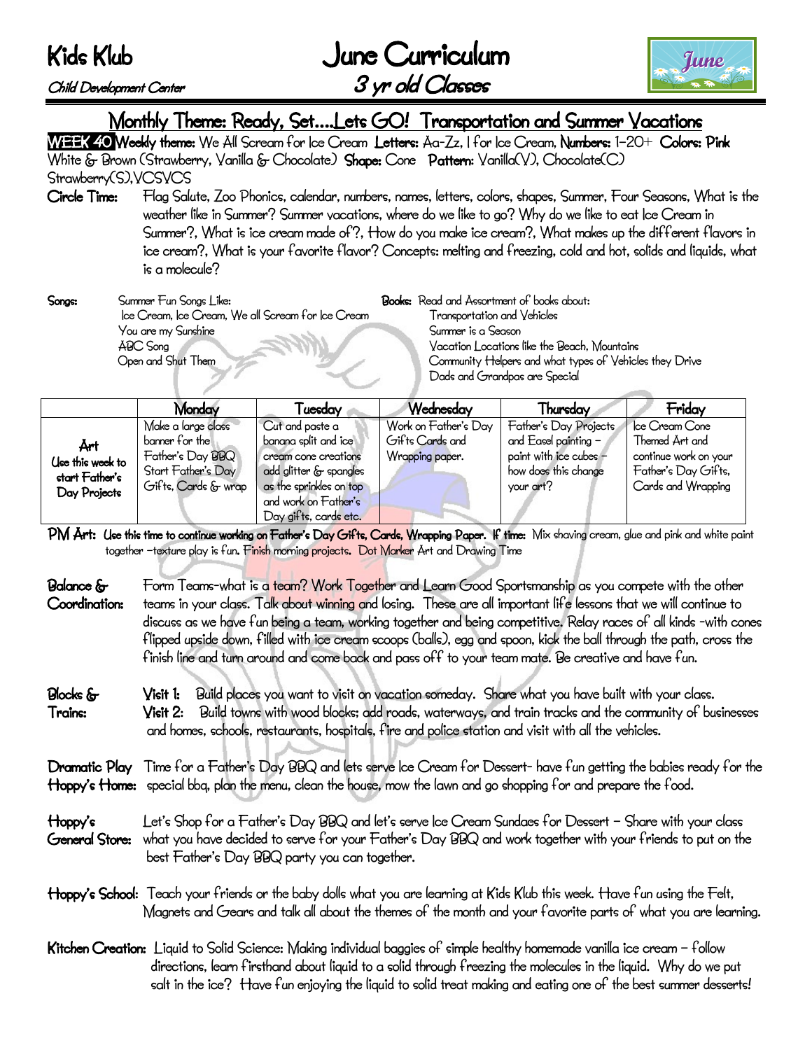# Kids Klub

*Child Development Center*

# June Curriculum

## 3 yr old Classes

## Monthly Theme: Ready, Set….Lets GO! Transportation and Summer Vacations

**WEEK 40 Weekly theme:** We All Scream for Ice Cream **Letters:** Aa-Zz, I for Ice Cream, **Numbers:** 1-20+ **Colors:** Pink White & Brown (Strawberry, Vanilla & Chocolate) **Shape:** Cone **Pattern:** Vanilla(V), Chocolate(C) Strawberry(S),VCSVCS

**Circle Time:** Flag Salute, Zoo Phonics, calendar, numbers, names, letters, colors, shapes, Summer, Four Seasons, What is the weather like in Summer? Summer vacations, where do we like to go? Why do we like to eat Ice Cream in Summer?, What is ice cream made of?, How do you make ice cream?, What makes up the different flavors in ice cream?, What is your favorite flavor? Concepts: melting and freezing, cold and hot, solids and liquids, what is a molecule?

**Songs:** Summer Fun Songs Like:
Ice Cream, Ice Cream, We all Scream for Ice Cream
You are my Sunshine
ABC Song
Open and Shut Them

**Books:** Read and Assortment of books about:
Transportation and Vehicles
Summer is a Season
Vacation Locations like the Beach, Mountains
Community Helpers and what types of Vehicles they Drive
Dads and Grandpas are Special

| | Monday | Tuesday | Wednesday | Thursday | Friday |
|---|---|---|---|---|---|
| **Art** Use this week to start Father's Day Projects | Make a large class banner for the Father's Day BBQ Start Father's Day Gifts, Cards & wrap | Cut and paste a banana split and ice cream cone creations add glitter & spangles as the sprinkles on top and work on Father's Day gifts, cards etc. | Work on Father's Day Gifts Cards and Wrapping paper. | Father's Day Projects and Easel painting – paint with ice cubes – how does this change your art? | Ice Cream Cone Themed Art and continue work on your Father's Day Gifts, Cards and Wrapping |

**PM Art:** Use this time to continue working on Father's Day Gifts, Cards, Wrapping Paper. If time: Mix shaving cream, glue and pink and white paint together –texture play is fun. Finish morning projects. Dot Marker Art and Drawing Time

**Balance & Coordination:** Form Teams-what is a team? Work Together and Learn Good Sportsmanship as you compete with the other teams in your class. Talk about winning and losing. These are all important life lessons that we will continue to discuss as we have fun being a team, working together and being competitive. Relay races of all kinds -with cones flipped upside down, filled with ice cream scoops (balls), egg and spoon, kick the ball through the path, cross the finish line and turn around and come back and pass off to your team mate. Be creative and have fun.

**Blocks & Trains:** **Visit 1:** Build places you want to visit on vacation someday. Share what you have built with your class.
**Visit 2:** Build towns with wood blocks; add roads, waterways, and train tracks and the community of businesses and homes, schools, restaurants, hospitals, fire and police station and visit with all the vehicles.

**Dramatic Play Hoppy's Home:** Time for a Father's Day BBQ and lets serve Ice Cream for Dessert- have fun getting the babies ready for the special bbq, plan the menu, clean the house, mow the lawn and go shopping for and prepare the food.

**Hoppy's General Store:** Let's Shop for a Father's Day BBQ and let's serve Ice Cream Sundaes for Dessert – Share with your class what you have decided to serve for your Father's Day BBQ and work together with your friends to put on the best Father's Day BBQ party you can together.

**Hoppy's School:** Teach your friends or the baby dolls what you are learning at Kids Klub this week. Have fun using the Felt, Magnets and Gears and talk all about the themes of the month and your favorite parts of what you are learning.

**Kitchen Creation:** Liquid to Solid Science: Making individual baggies of simple healthy homemade vanilla ice cream – follow directions, learn firsthand about liquid to a solid through freezing the molecules in the liquid. Why do we put salt in the ice? Have fun enjoying the liquid to solid treat making and eating one of the best summer desserts!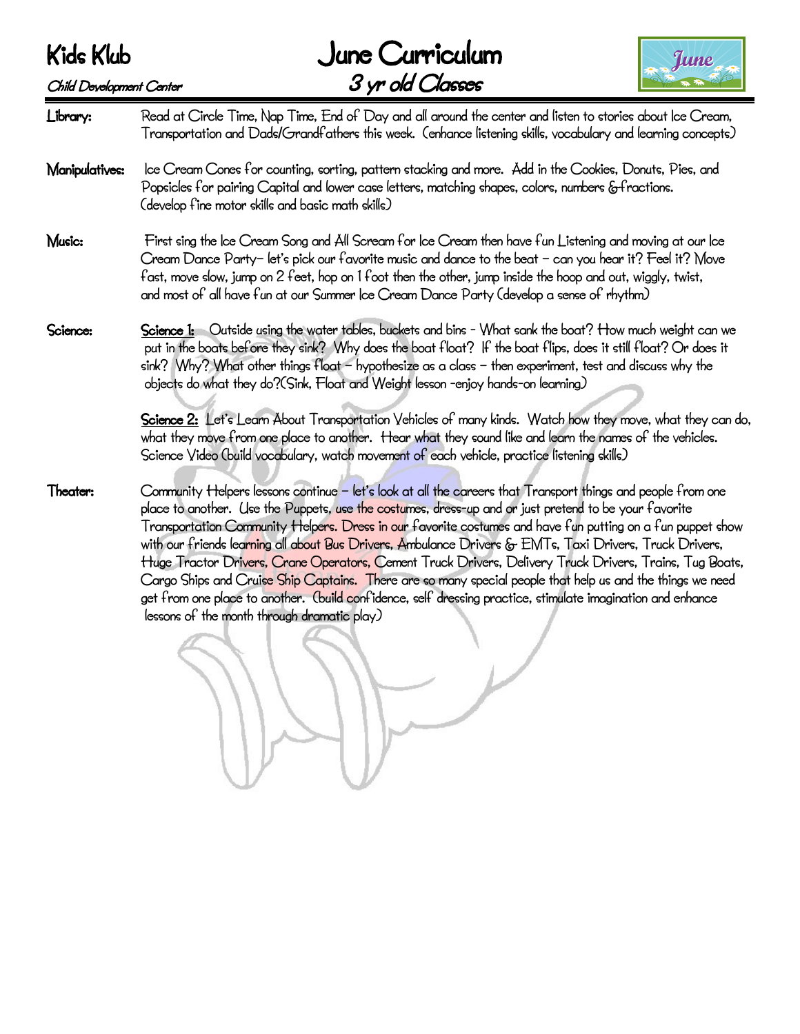**Kids Klub**

*Child Development Center*

# June Curriculum

## *3 yr old Classes*

**Library:** Read at Circle Time, Nap Time, End of Day and all around the center and listen to stories about Ice Cream, Transportation and Dads/Grandfathers this week. (enhance listening skills, vocabulary and learning concepts)

**Manipulatives:** Ice Cream Cones for counting, sorting, pattern stacking and more. Add in the Cookies, Donuts, Pies, and Popsicles for pairing Capital and lower case letters, matching shapes, colors, numbers & fractions. (develop fine motor skills and basic math skills)

**Music:** First sing the Ice Cream Song and All Scream for Ice Cream then have fun Listening and moving at our Ice Cream Dance Party– let's pick our favorite music and dance to the beat – can you hear it? Feel it? Move fast, move slow, jump on 2 feet, hop on 1 foot then the other, jump inside the hoop and out, wiggly, twist, and most of all have fun at our Summer Ice Cream Dance Party (develop a sense of rhythm)

**Science:** **Science 1:** Outside using the water tables, buckets and bins - What sank the boat? How much weight can we put in the boats before they sink? Why does the boat float? If the boat flips, does it still float? Or does it sink? Why? What other things float – hypothesize as a class – then experiment, test and discuss why the objects do what they do?(Sink, Float and Weight lesson -enjoy hands-on learning)

**Science 2:** Let's Learn About Transportation Vehicles of many kinds. Watch how they move, what they can do, what they move from one place to another. Hear what they sound like and learn the names of the vehicles. Science Video (build vocabulary, watch movement of each vehicle, practice listening skills)

**Theater:** Community Helpers lessons continue – let's look at all the careers that Transport things and people from one place to another. Use the Puppets, use the costumes, dress-up and or just pretend to be your favorite Transportation Community Helpers. Dress in our favorite costumes and have fun putting on a fun puppet show with our friends learning all about Bus Drivers, Ambulance Drivers & EMTs, Taxi Drivers, Truck Drivers, Huge Tractor Drivers, Crane Operators, Cement Truck Drivers, Delivery Truck Drivers, Trains, Tug Boats, Cargo Ships and Cruise Ship Captains. There are so many special people that help us and the things we need get from one place to another. (build confidence, self dressing practice, stimulate imagination and enhance lessons of the month through dramatic play)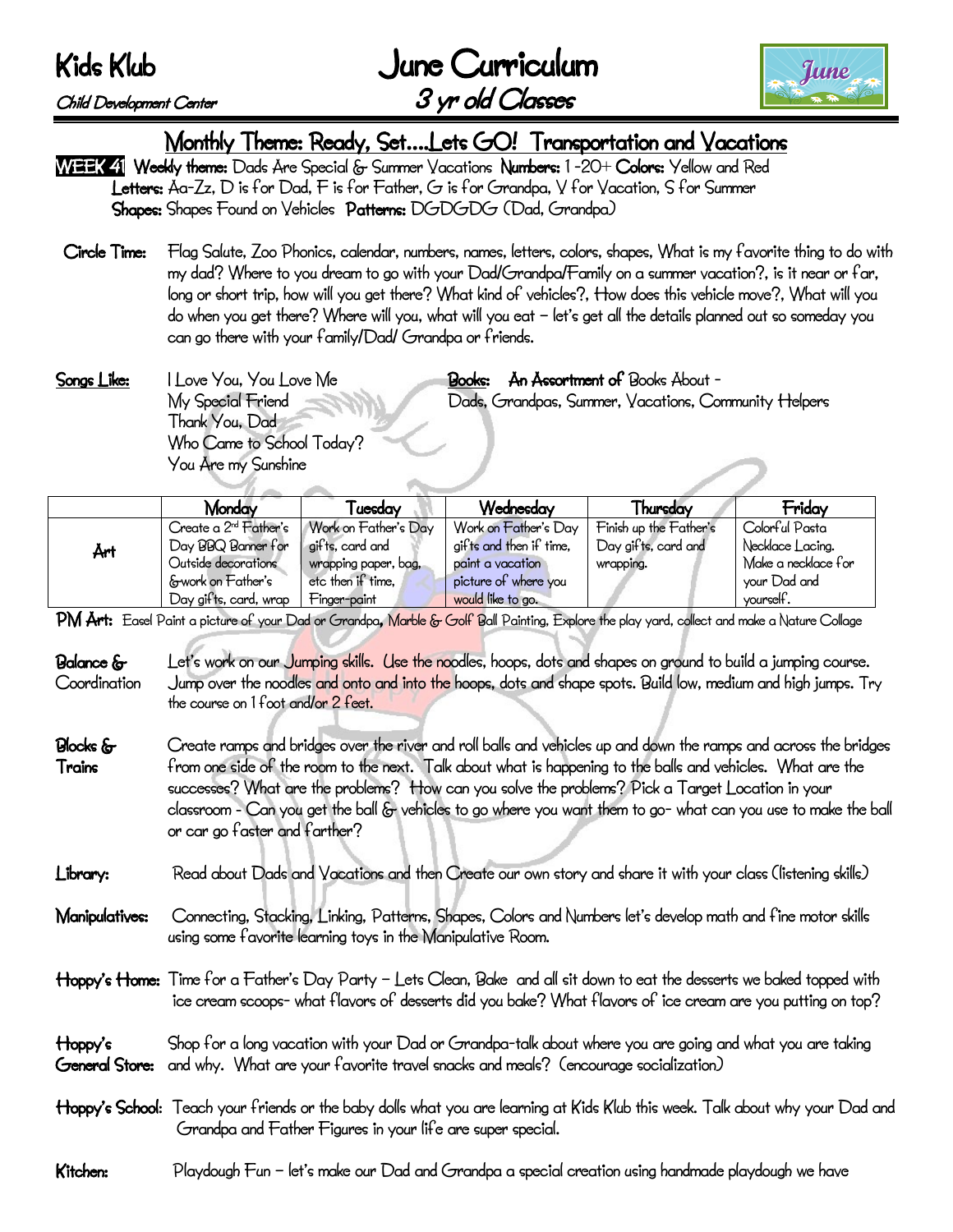# Kids Klub

*Child Development Center*

# June Curriculum

## *3 yr old Classes*

## Monthly Theme: Ready, Set....Lets GO! Transportation and Vacations

**WEEK 41** **Weekly theme:** Dads Are Special & Summer Vacations **Numbers:** 1-20+ **Colors:** Yellow and Red
**Letters:** Aa-Zz, D is for Dad, F is for Father, G is for Grandpa, V for Vacation, S for Summer
**Shapes:** Shapes Found on Vehicles **Patterns:** DGDGDG (Dad, Grandpa)

**Circle Time:** Flag Salute, Zoo Phonics, calendar, numbers, names, letters, colors, shapes, What is my favorite thing to do with my dad? Where to you dream to go with your Dad/Grandpa/Family on a summer vacation?, is it near or far, long or short trip, how will you get there? What kind of vehicles?, How does this vehicle move?, What will you do when you get there? Where will you, what will you eat – let's get all the details planned out so someday you can go there with your family/Dad/ Grandpa or friends.

**Songs Like:**
- I Love You, You Love Me
- My Special Friend
- Thank You, Dad
- Who Came to School Today?
- You Are my Sunshine

**Books:** **An Assortment of** Books About – Dads, Grandpas, Summer, Vacations, Community Helpers

| | Monday | Tuesday | Wednesday | Thursday | Friday |
|---|---|---|---|---|---|
| **Art** | Create a 2nd Father's Day BBQ Banner for Outside decorations &work on Father's Day gifts, card, wrap | Work on Father's Day gifts, card and wrapping paper, bag, etc then if time, Finger-paint | Work on Father's Day gifts and then if time, paint a vacation picture of where you would like to go. | Finish up the Father's Day gifts, card and wrapping. | Colorful Pasta Necklace Lacing. Make a necklace for your Dad and yourself. |

**PM Art:** Easel Paint a picture of your Dad or Grandpa, Marble & Golf Ball Painting, Explore the play yard, collect and make a Nature Collage

**Balance & Coordination** Let's work on our Jumping skills. Use the noodles, hoops, dots and shapes on ground to build a jumping course. Jump over the noodles and onto and into the hoops, dots and shape spots. Build low, medium and high jumps. Try the course on 1 foot and/or 2 feet.

**Blocks & Trains** Create ramps and bridges over the river and roll balls and vehicles up and down the ramps and across the bridges from one side of the room to the next. Talk about what is happening to the balls and vehicles. What are the successes? What are the problems? How can you solve the problems? Pick a Target Location in your classroom - Can you get the ball & vehicles to go where you want them to go- what can you use to make the ball or car go faster and farther?

**Library:** Read about Dads and Vacations and then Create our own story and share it with your class (listening skills)

**Manipulatives:** Connecting, Stacking, Linking, Patterns, Shapes, Colors and Numbers let's develop math and fine motor skills using some favorite learning toys in the Manipulative Room.

**Hoppy's Home:** Time for a Father's Day Party – Lets Clean, Bake and all sit down to eat the desserts we baked topped with ice cream scoops- what flavors of desserts did you bake? What flavors of ice cream are you putting on top?

**Hoppy's General Store:** Shop for a long vacation with your Dad or Grandpa-talk about where you are going and what you are taking and why. What are your favorite travel snacks and meals? (encourage socialization)

**Hoppy's School:** Teach your friends or the baby dolls what you are learning at Kids Klub this week. Talk about why your Dad and Grandpa and Father Figures in your life are super special.

**Kitchen:** Playdough Fun – let's make our Dad and Grandpa a special creation using handmade playdough we have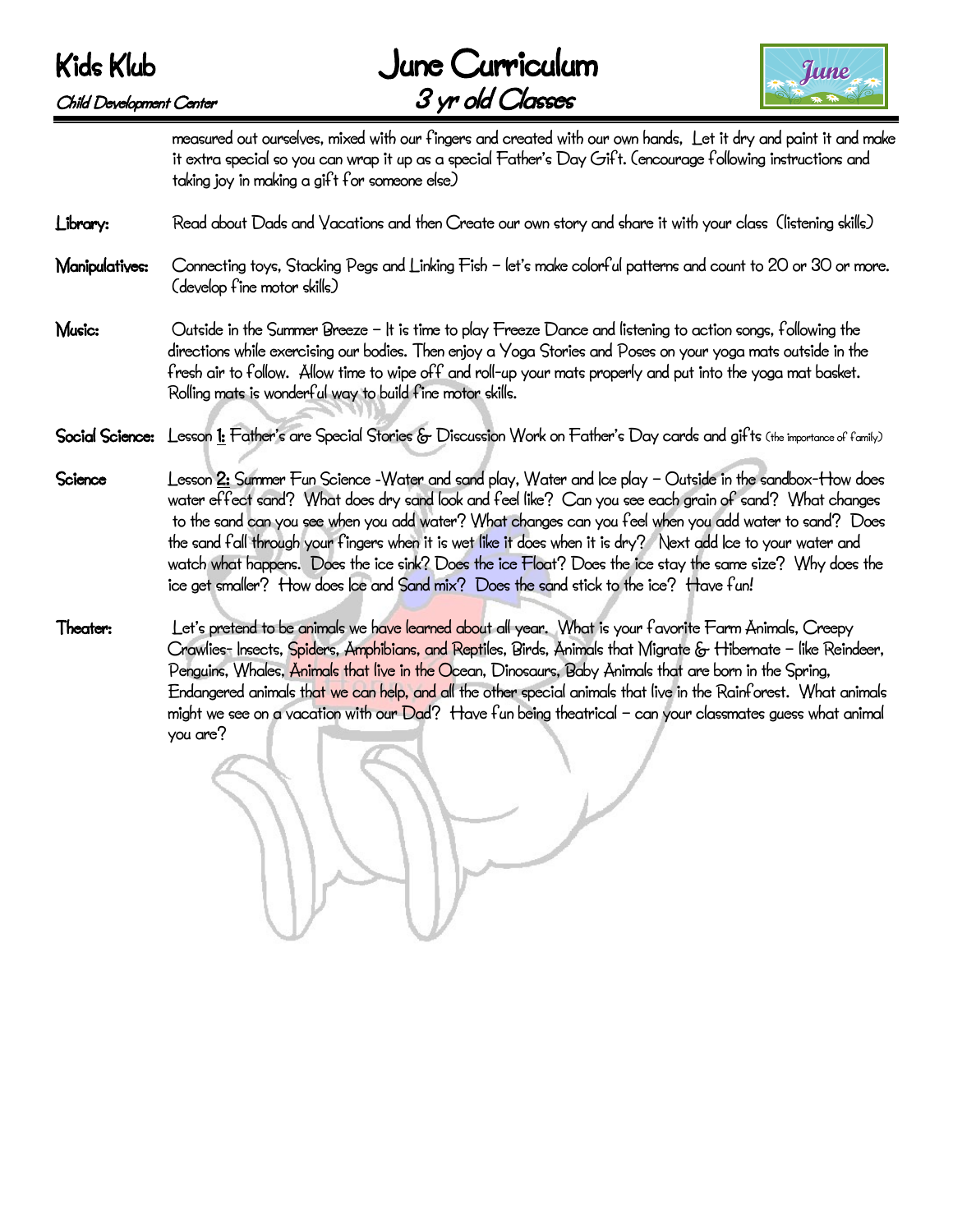measured out ourselves, mixed with our fingers and created with our own hands, Let it dry and paint it and make it extra special so you can wrap it up as a special Father's Day Gift. (encourage following instructions and taking joy in making a gift for someone else)

**Library:** Read about Dads and Vacations and then Create our own story and share it with your class (listening skills)

**Manipulatives:** Connecting toys, Stacking Pegs and Linking Fish – let's make colorful patterns and count to 20 or 30 or more. (develop fine motor skills)

**Music:** Outside in the Summer Breeze – It is time to play Freeze Dance and listening to action songs, following the directions while exercising our bodies. Then enjoy a Yoga Stories and Poses on your yoga mats outside in the fresh air to follow. Allow time to wipe off and roll-up your mats properly and put into the yoga mat basket. Rolling mats is wonderful way to build fine motor skills.

**Social Science:** Lesson **1:** Father's are Special Stories & Discussion Work on Father's Day cards and gifts (the importance of family)

**Science** Lesson **2:** Summer Fun Science -Water and sand play, Water and Ice play – Outside in the sandbox-How does water effect sand? What does dry sand look and feel like? Can you see each grain of sand? What changes to the sand can you see when you add water? What changes can you feel when you add water to sand? Does the sand fall through your fingers when it is wet like it does when it is dry? Next add Ice to your water and watch what happens. Does the ice sink? Does the ice Float? Does the ice stay the same size? Why does the ice get smaller? How does Ice and Sand mix? Does the sand stick to the ice? Have fun!

**Theater:** Let's pretend to be animals we have learned about all year. What is your favorite Farm Animals, Creepy Crawlies- Insects, Spiders, Amphibians, and Reptiles, Birds, Animals that Migrate & Hibernate – like Reindeer, Penguins, Whales, Animals that live in the Ocean, Dinosaurs, Baby Animals that are born in the Spring, Endangered animals that we can help, and all the other special animals that live in the Rainforest. What animals might we see on a vacation with our Dad? Have fun being theatrical – can your classmates guess what animal you are?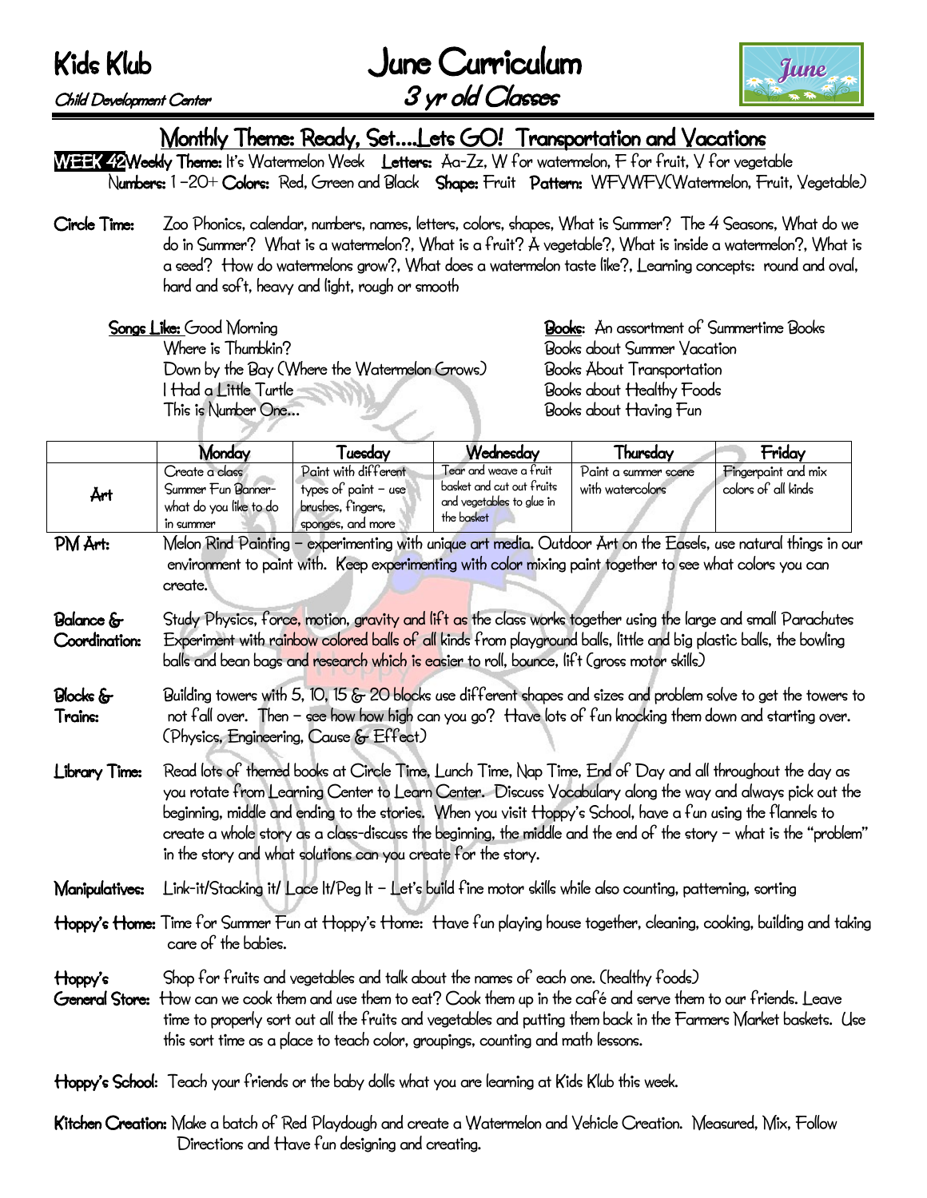# Kids Klub

*Child Development Center*

# June Curriculum

## *3 yr old Classes*

## Monthly Theme: Ready, Set....Lets GO! Transportation and Vacations

**WEEK 42 Weekly Theme:** It's Watermelon Week **Letters:** Aa-Zz, W for watermelon, F for fruit, V for vegetable **Numbers:** 1 –20+ **Colors:** Red, Green and Black **Shape:** Fruit **Pattern:** WFVWFV(Watermelon, Fruit, Vegetable)

**Circle Time:** Zoo Phonics, calendar, numbers, names, letters, colors, shapes, What is Summer? The 4 Seasons, What do we do in Summer? What is a watermelon?, What is a fruit? A vegetable?, What is inside a watermelon?, What is a seed? How do watermelons grow?, What does a watermelon taste like?, Learning concepts: round and oval, hard and soft, heavy and light, rough or smooth

**Songs Like:** Good Morning
Where is Thumbkin?
Down by the Bay (Where the Watermelon Grows)
I Had a Little Turtle
This is Number One…

**Books:** An assortment of Summertime Books
Books about Summer Vacation
Books About Transportation
Books about Healthy Foods
Books about Having Fun

| | Monday | Tuesday | Wednesday | Thursday | Friday |
|---|---|---|---|---|---|
| Art | Create a class Summer Fun Banner- what do you like to do in summer | Paint with different types of paint – use brushes, fingers, sponges, and more | Tear and weave a fruit basket and cut out fruits and vegetables to glue in the basket | Paint a summer scene with watercolors | Fingerpaint and mix colors of all kinds |

**PM Art:** Melon Rind Painting – experimenting with unique art media. Outdoor Art on the Easels, use natural things in our environment to paint with. Keep experimenting with color mixing paint together to see what colors you can create.

**Balance & Coordination:** Study Physics, force, motion, gravity and lift as the class works together using the large and small Parachutes Experiment with rainbow colored balls of all kinds from playground balls, little and big plastic balls, the bowling balls and bean bags and research which is easier to roll, bounce, lift (gross motor skills)

**Blocks & Trains:** Building towers with 5, 10, 15 & 20 blocks use different shapes and sizes and problem solve to get the towers to not fall over. Then – see how how high can you go? Have lots of fun knocking them down and starting over. (Physics, Engineering, Cause & Effect)

**Library Time:** Read lots of themed books at Circle Time, Lunch Time, Nap Time, End of Day and all throughout the day as you rotate from Learning Center to Learn Center. Discuss Vocabulary along the way and always pick out the beginning, middle and ending to the stories. When you visit Hoppy's School, have a fun using the flannels to create a whole story as a class-discuss the beginning, the middle and the end of the story – what is the "problem" in the story and what solutions can you create for the story.

**Manipulatives:** Link-it/Stacking it/ Lace It/Peg It – Let's build fine motor skills while also counting, patterning, sorting

**Hoppy's Home:** Time for Summer Fun at Hoppy's Home: Have fun playing house together, cleaning, cooking, building and taking care of the babies.

**Hoppy's General Store:** Shop for fruits and vegetables and talk about the names of each one. (healthy foods) How can we cook them and use them to eat? Cook them up in the café and serve them to our friends. Leave time to properly sort out all the fruits and vegetables and putting them back in the Farmers Market baskets. Use this sort time as a place to teach color, groupings, counting and math lessons.

**Hoppy's School:** Teach your friends or the baby dolls what you are learning at Kids Klub this week.

**Kitchen Creation:** Make a batch of Red Playdough and create a Watermelon and Vehicle Creation. Measured, Mix, Follow Directions and Have fun designing and creating.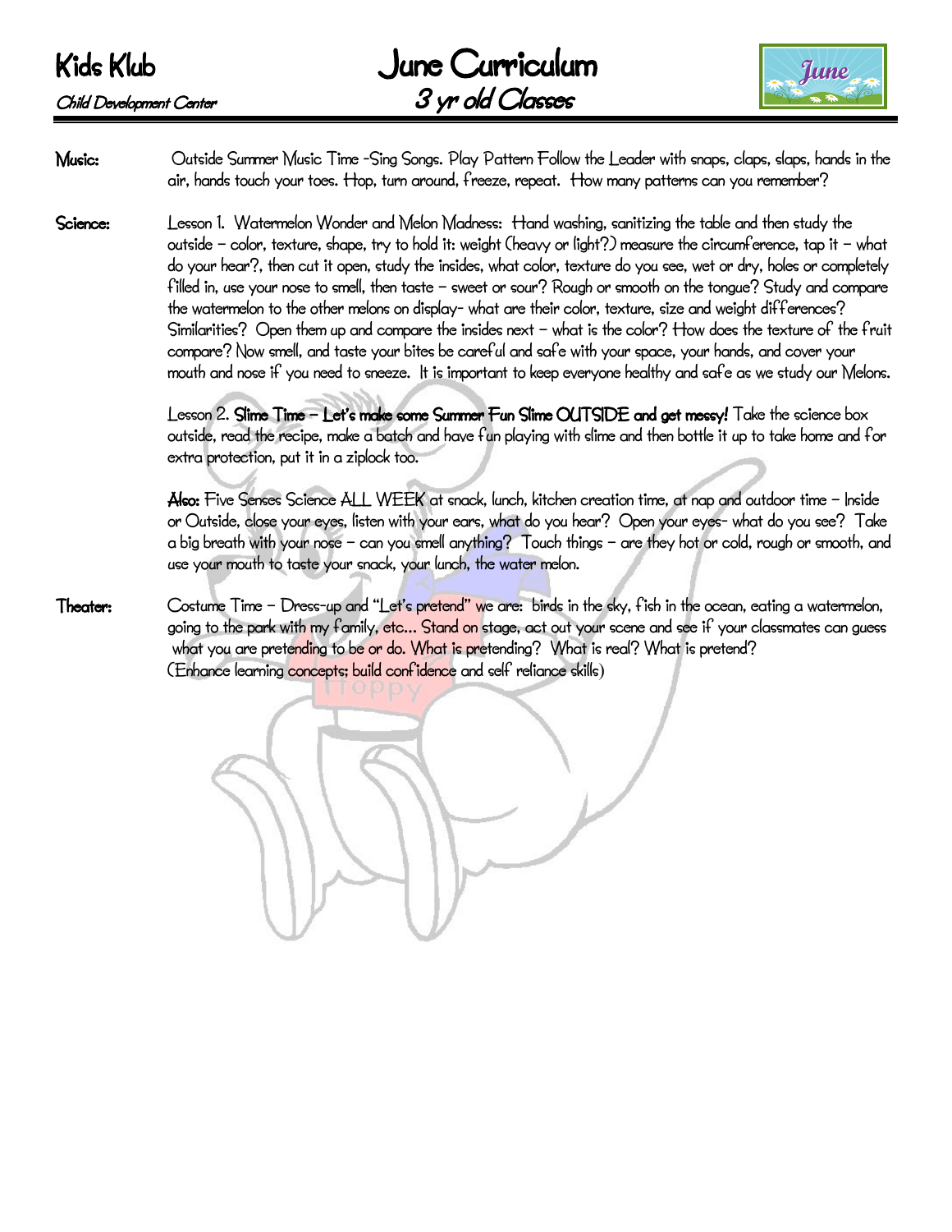**Kids Klub**

*Child Development Center*

# June Curriculum

## *3 yr old Classes*

**Music:** Outside Summer Music Time -Sing Songs. Play Pattern Follow the Leader with snaps, claps, slaps, hands in the air, hands touch your toes. Hop, turn around, freeze, repeat. How many patterns can you remember?

**Science:** Lesson 1. Watermelon Wonder and Melon Madness: Hand washing, sanitizing the table and then study the outside – color, texture, shape, try to hold it: weight (heavy or light?) measure the circumference, tap it – what do your hear?, then cut it open, study the insides, what color, texture do you see, wet or dry, holes or completely filled in, use your nose to smell, then taste – sweet or sour? Rough or smooth on the tongue? Study and compare the watermelon to the other melons on display- what are their color, texture, size and weight differences? Similarities? Open them up and compare the insides next – what is the color? How does the texture of the fruit compare? Now smell, and taste your bites be careful and safe with your space, your hands, and cover your mouth and nose if you need to sneeze. It is important to keep everyone healthy and safe as we study our Melons.

Lesson 2. **Slime Time – Let's make some Summer Fun Slime OUTSIDE and get messy!** Take the science box outside, read the recipe, make a batch and have fun playing with slime and then bottle it up to take home and for extra protection, put it in a ziplock too.

**Also:** Five Senses Science ALL WEEK at snack, lunch, kitchen creation time, at nap and outdoor time – Inside or Outside, close your eyes, listen with your ears, what do you hear? Open your eyes- what do you see? Take a big breath with your nose – can you smell anything? Touch things – are they hot or cold, rough or smooth, and use your mouth to taste your snack, your lunch, the water melon.

**Theater:** Costume Time – Dress-up and "Let's pretend" we are: birds in the sky, fish in the ocean, eating a watermelon, going to the park with my family, etc… Stand on stage, act out your scene and see if your classmates can guess what you are pretending to be or do. What is pretending? What is real? What is pretend? (Enhance learning concepts; build confidence and self reliance skills)